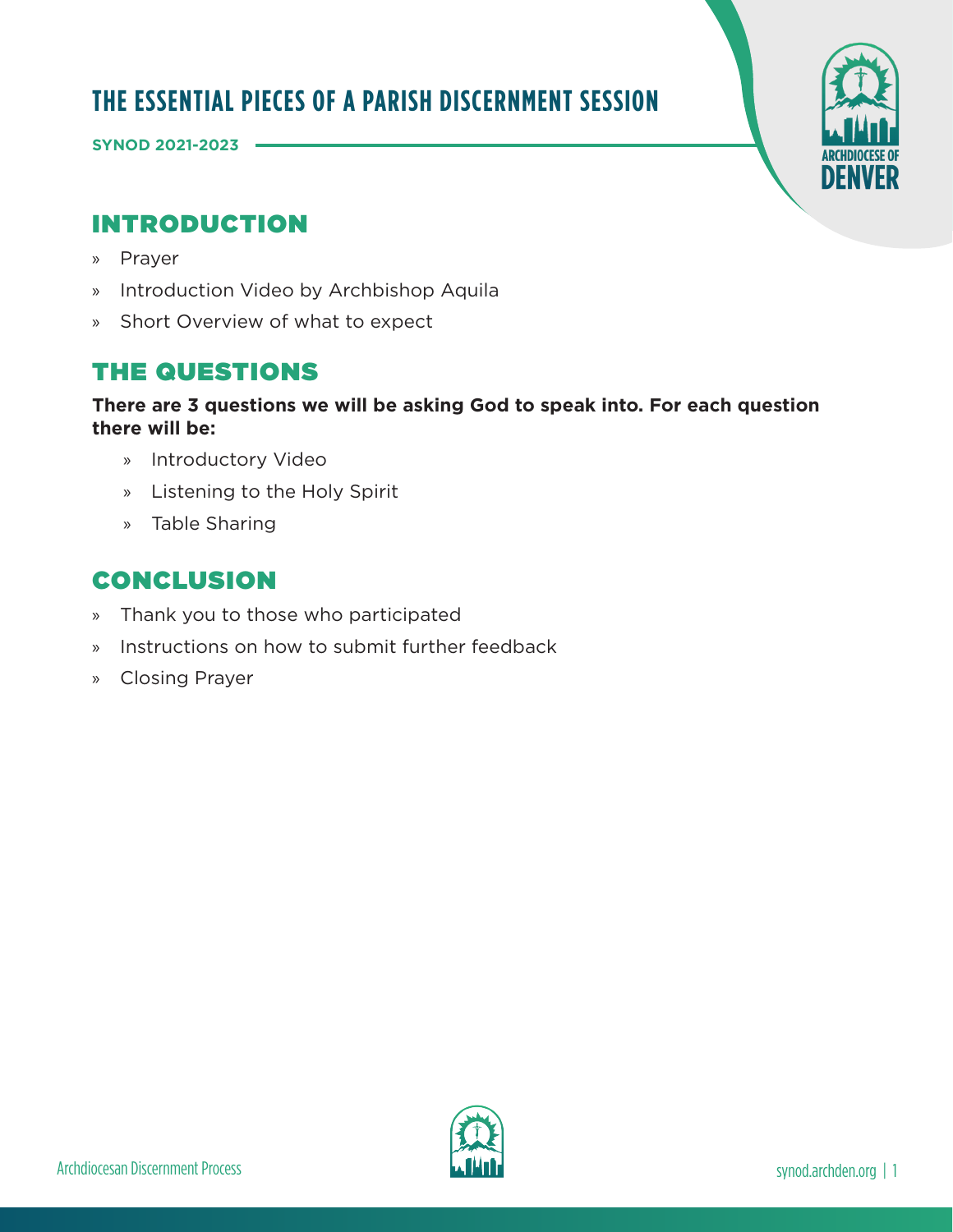# THE ESSENTIAL PIECES OF A PARISH DISCERNMENT SESSION

**SYNOD 2021-2023**

## INTRODUCTION

- Prayer
- Introduction Video by Archbishop Aquila
- Short Overview of what to expect

## THE QUESTIONS

**There are 3 questions we will be asking God to speak into. For each question there will be:**

- Introductory Video
- Listening to the Holy Spirit
- Table Sharing

## CONCLUSION

- Thank you to those who participated
- Instructions on how to submit further feedback
- Closing Prayer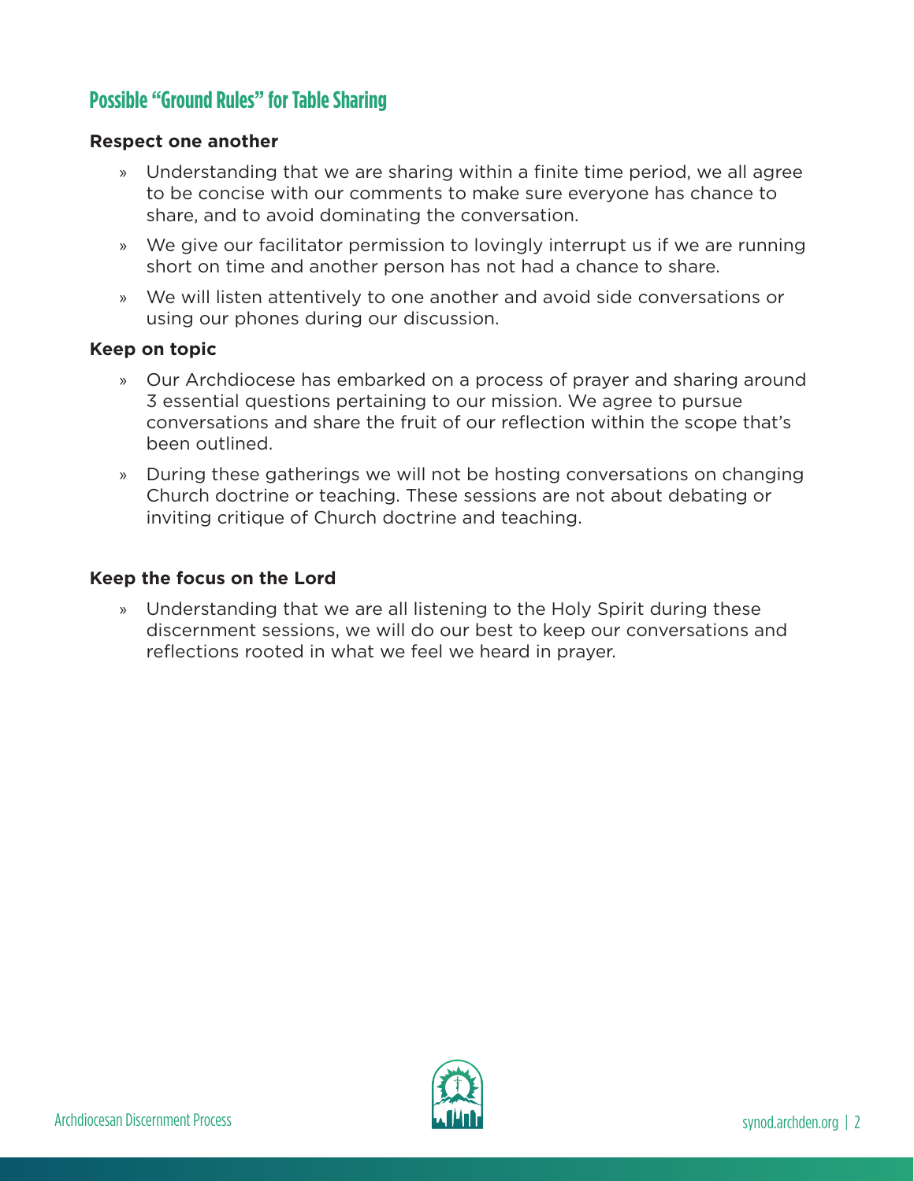## Possible "Ground Rules" for Table Sharing

**Respect one another**

- » Understanding that we are sharing within a finite time period, we all agree to be concise with our comments to make sure everyone has chance to share, and to avoid dominating the conversation.
- » We give our facilitator permission to lovingly interrupt us if we are running short on time and another person has not had a chance to share.
- » We will listen attentively to one another and avoid side conversations or using our phones during our discussion.

**Keep on topic**

- » Our Archdiocese has embarked on a process of prayer and sharing around 3 essential questions pertaining to our mission. We agree to pursue conversations and share the fruit of our reflection within the scope that's been outlined.
- » During these gatherings we will not be hosting conversations on changing Church doctrine or teaching. These sessions are not about debating or inviting critique of Church doctrine and teaching.

**Keep the focus on the Lord**

- » Understanding that we are all listening to the Holy Spirit during these discernment sessions, we will do our best to keep our conversations and reflections rooted in what we feel we heard in prayer.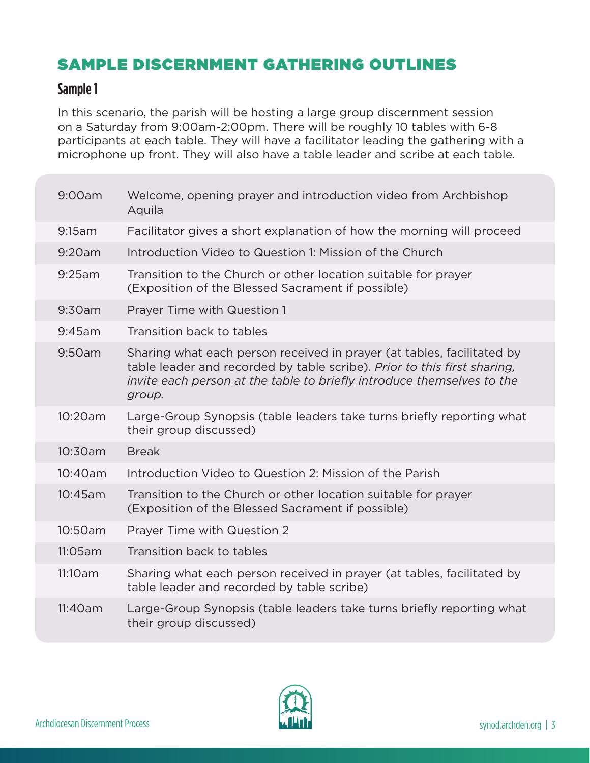## SAMPLE DISCERNMENT GATHERING OUTLINES

### Sample 1

In this scenario, the parish will be hosting a large group discernment session on a Saturday from 9:00am-2:00pm. There will be roughly 10 tables with 6-8 participants at each table. They will have a facilitator leading the gathering with a microphone up front. They will also have a table leader and scribe at each table.

| | |
|---|---|
| 9:00am | Welcome, opening prayer and introduction video from Archbishop Aquila |
| 9:15am | Facilitator gives a short explanation of how the morning will proceed |
| 9:20am | Introduction Video to Question 1: Mission of the Church |
| 9:25am | Transition to the Church or other location suitable for prayer (Exposition of the Blessed Sacrament if possible) |
| 9:30am | Prayer Time with Question 1 |
| 9:45am | Transition back to tables |
| 9:50am | Sharing what each person received in prayer (at tables, facilitated by table leader and recorded by table scribe). *Prior to this first sharing, invite each person at the table to <u>briefly</u> introduce themselves to the group.* |
| 10:20am | Large-Group Synopsis (table leaders take turns briefly reporting what their group discussed) |
| 10:30am | Break |
| 10:40am | Introduction Video to Question 2: Mission of the Parish |
| 10:45am | Transition to the Church or other location suitable for prayer (Exposition of the Blessed Sacrament if possible) |
| 10:50am | Prayer Time with Question 2 |
| 11:05am | Transition back to tables |
| 11:10am | Sharing what each person received in prayer (at tables, facilitated by table leader and recorded by table scribe) |
| 11:40am | Large-Group Synopsis (table leaders take turns briefly reporting what their group discussed) |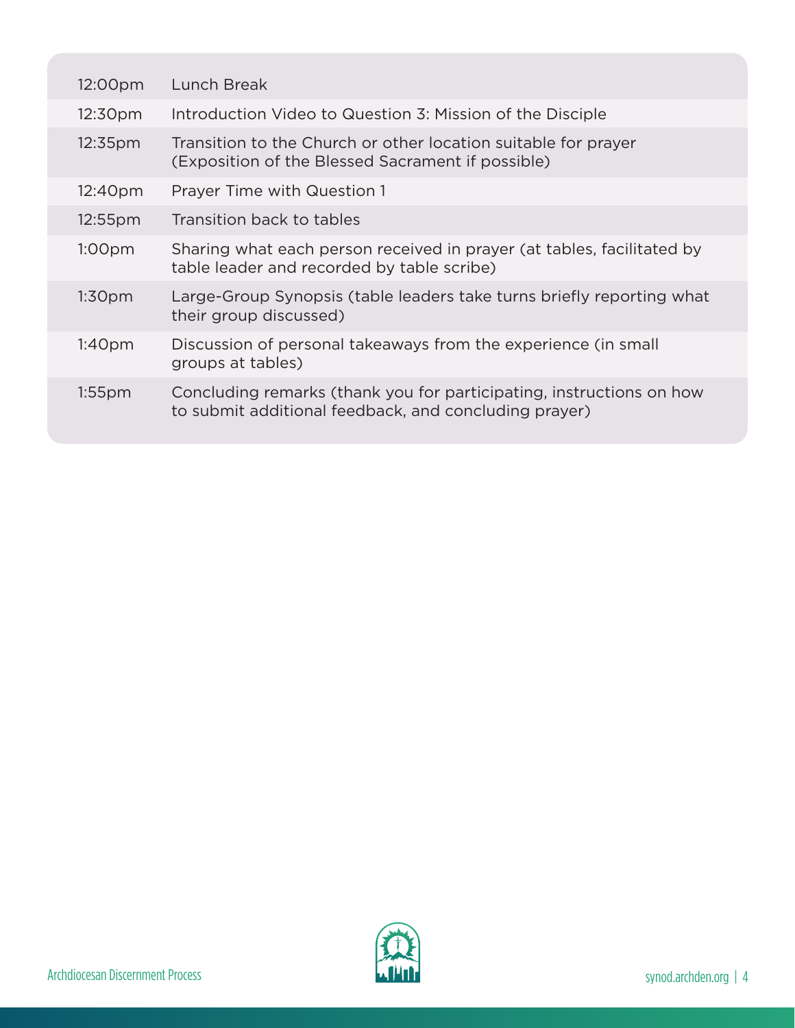| | |
|---|---|
| 12:00pm | Lunch Break |
| 12:30pm | Introduction Video to Question 3: Mission of the Disciple |
| 12:35pm | Transition to the Church or other location suitable for prayer (Exposition of the Blessed Sacrament if possible) |
| 12:40pm | Prayer Time with Question 1 |
| 12:55pm | Transition back to tables |
| 1:00pm | Sharing what each person received in prayer (at tables, facilitated by table leader and recorded by table scribe) |
| 1:30pm | Large-Group Synopsis (table leaders take turns briefly reporting what their group discussed) |
| 1:40pm | Discussion of personal takeaways from the experience (in small groups at tables) |
| 1:55pm | Concluding remarks (thank you for participating, instructions on how to submit additional feedback, and concluding prayer) |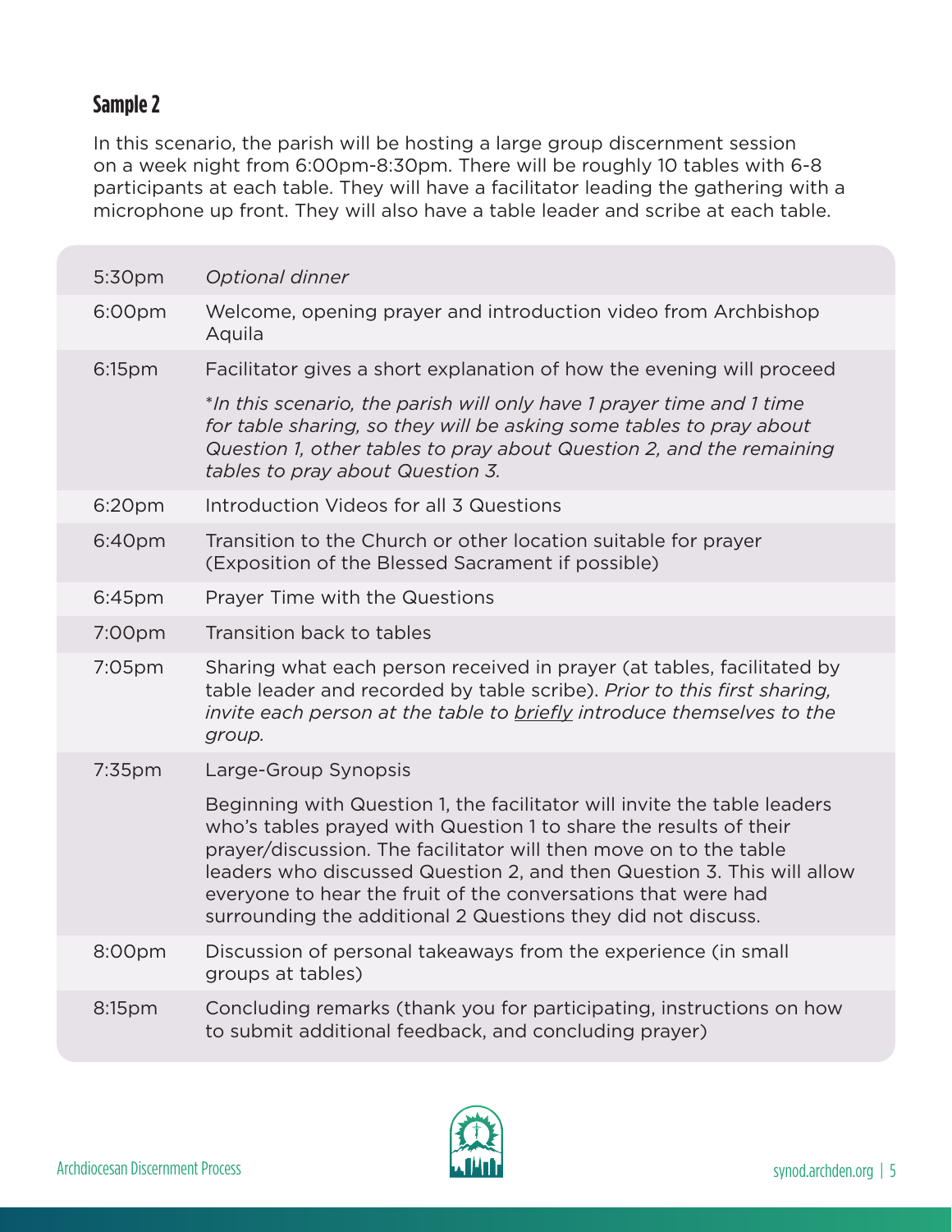## Sample 2

In this scenario, the parish will be hosting a large group discernment session on a week night from 6:00pm-8:30pm. There will be roughly 10 tables with 6-8 participants at each table. They will have a facilitator leading the gathering with a microphone up front. They will also have a table leader and scribe at each table.

| Time | Activity |
|---|---|
| 5:30pm | *Optional dinner* |
| 6:00pm | Welcome, opening prayer and introduction video from Archbishop Aquila |
| 6:15pm | Facilitator gives a short explanation of how the evening will proceed<br><br>**In this scenario, the parish will only have 1 prayer time and 1 time for table sharing, so they will be asking some tables to pray about Question 1, other tables to pray about Question 2, and the remaining tables to pray about Question 3.* |
| 6:20pm | Introduction Videos for all 3 Questions |
| 6:40pm | Transition to the Church or other location suitable for prayer (Exposition of the Blessed Sacrament if possible) |
| 6:45pm | Prayer Time with the Questions |
| 7:00pm | Transition back to tables |
| 7:05pm | Sharing what each person received in prayer (at tables, facilitated by table leader and recorded by table scribe). *Prior to this first sharing, invite each person at the table to <u>briefly</u> introduce themselves to the group.* |
| 7:35pm | Large-Group Synopsis<br><br>Beginning with Question 1, the facilitator will invite the table leaders who's tables prayed with Question 1 to share the results of their prayer/discussion. The facilitator will then move on to the table leaders who discussed Question 2, and then Question 3. This will allow everyone to hear the fruit of the conversations that were had surrounding the additional 2 Questions they did not discuss. |
| 8:00pm | Discussion of personal takeaways from the experience (in small groups at tables) |
| 8:15pm | Concluding remarks (thank you for participating, instructions on how to submit additional feedback, and concluding prayer) |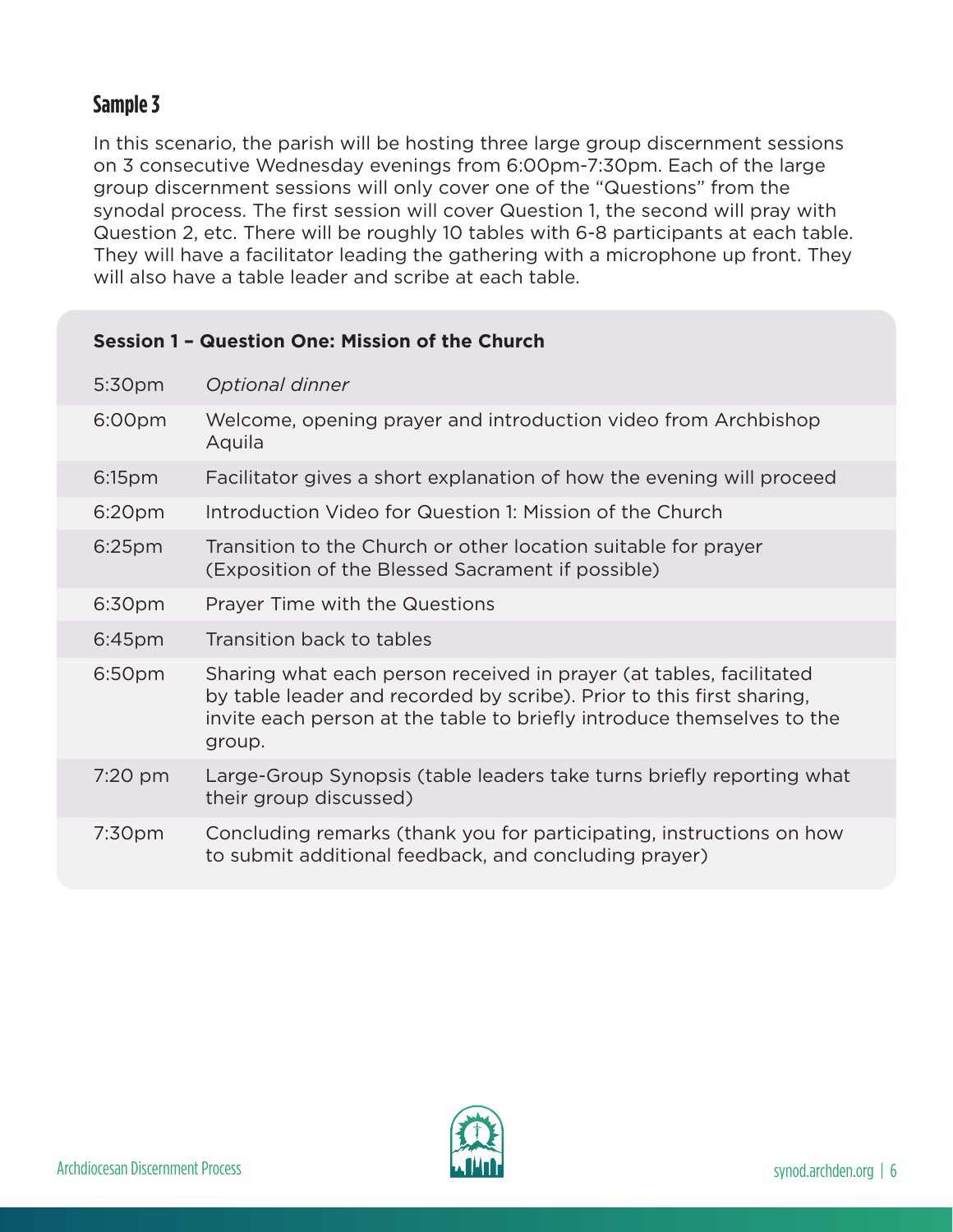## Sample 3

In this scenario, the parish will be hosting three large group discernment sessions on 3 consecutive Wednesday evenings from 6:00pm-7:30pm. Each of the large group discernment sessions will only cover one of the "Questions" from the synodal process. The first session will cover Question 1, the second will pray with Question 2, etc. There will be roughly 10 tables with 6-8 participants at each table. They will have a facilitator leading the gathering with a microphone up front. They will also have a table leader and scribe at each table.

**Session 1 – Question One: Mission of the Church**

| | |
|---|---|
| 5:30pm | *Optional dinner* |
| 6:00pm | Welcome, opening prayer and introduction video from Archbishop Aquila |
| 6:15pm | Facilitator gives a short explanation of how the evening will proceed |
| 6:20pm | Introduction Video for Question 1: Mission of the Church |
| 6:25pm | Transition to the Church or other location suitable for prayer (Exposition of the Blessed Sacrament if possible) |
| 6:30pm | Prayer Time with the Questions |
| 6:45pm | Transition back to tables |
| 6:50pm | Sharing what each person received in prayer (at tables, facilitated by table leader and recorded by scribe). Prior to this first sharing, invite each person at the table to briefly introduce themselves to the group. |
| 7:20 pm | Large-Group Synopsis (table leaders take turns briefly reporting what their group discussed) |
| 7:30pm | Concluding remarks (thank you for participating, instructions on how to submit additional feedback, and concluding prayer) |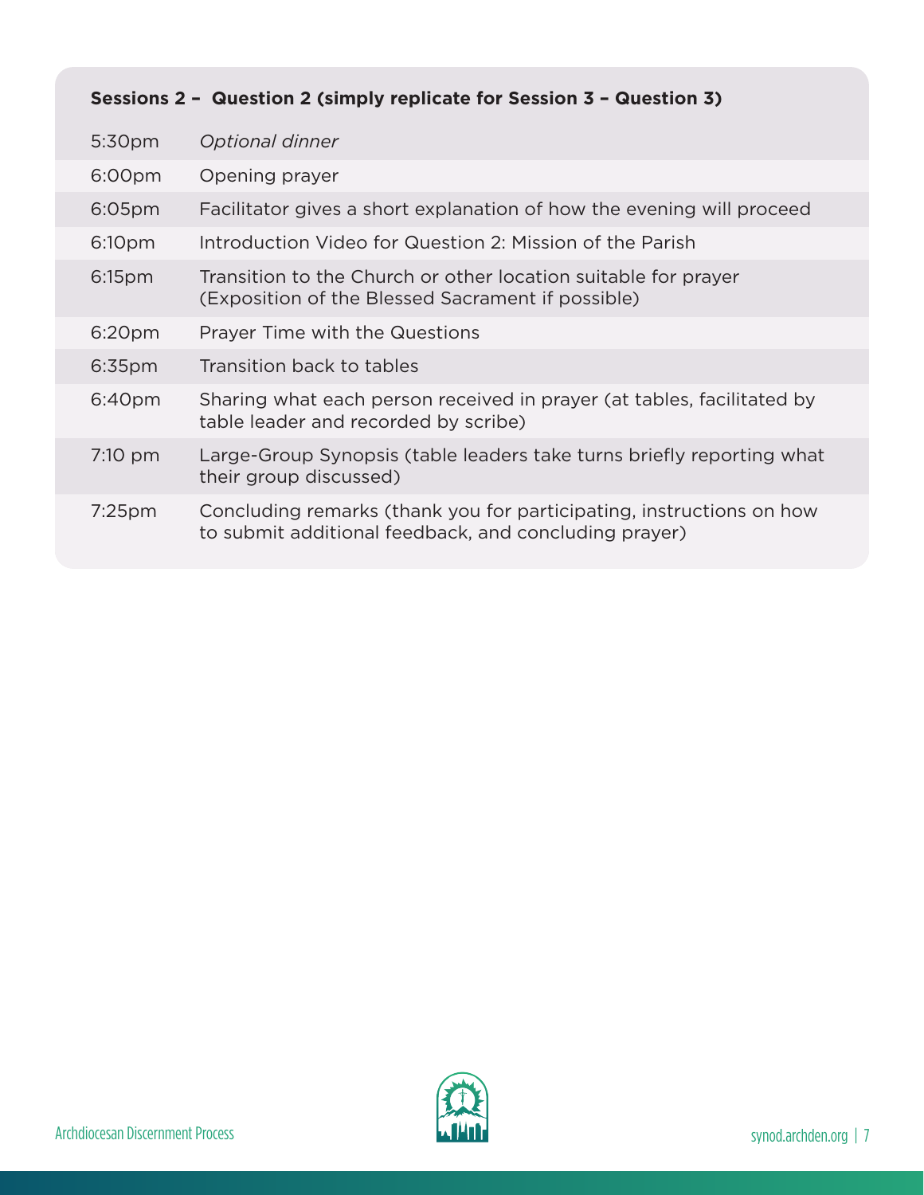**Sessions 2 – Question 2 (simply replicate for Session 3 – Question 3)**

| Time | Activity |
| --- | --- |
| 5:30pm | *Optional dinner* |
| 6:00pm | Opening prayer |
| 6:05pm | Facilitator gives a short explanation of how the evening will proceed |
| 6:10pm | Introduction Video for Question 2: Mission of the Parish |
| 6:15pm | Transition to the Church or other location suitable for prayer (Exposition of the Blessed Sacrament if possible) |
| 6:20pm | Prayer Time with the Questions |
| 6:35pm | Transition back to tables |
| 6:40pm | Sharing what each person received in prayer (at tables, facilitated by table leader and recorded by scribe) |
| 7:10 pm | Large-Group Synopsis (table leaders take turns briefly reporting what their group discussed) |
| 7:25pm | Concluding remarks (thank you for participating, instructions on how to submit additional feedback, and concluding prayer) |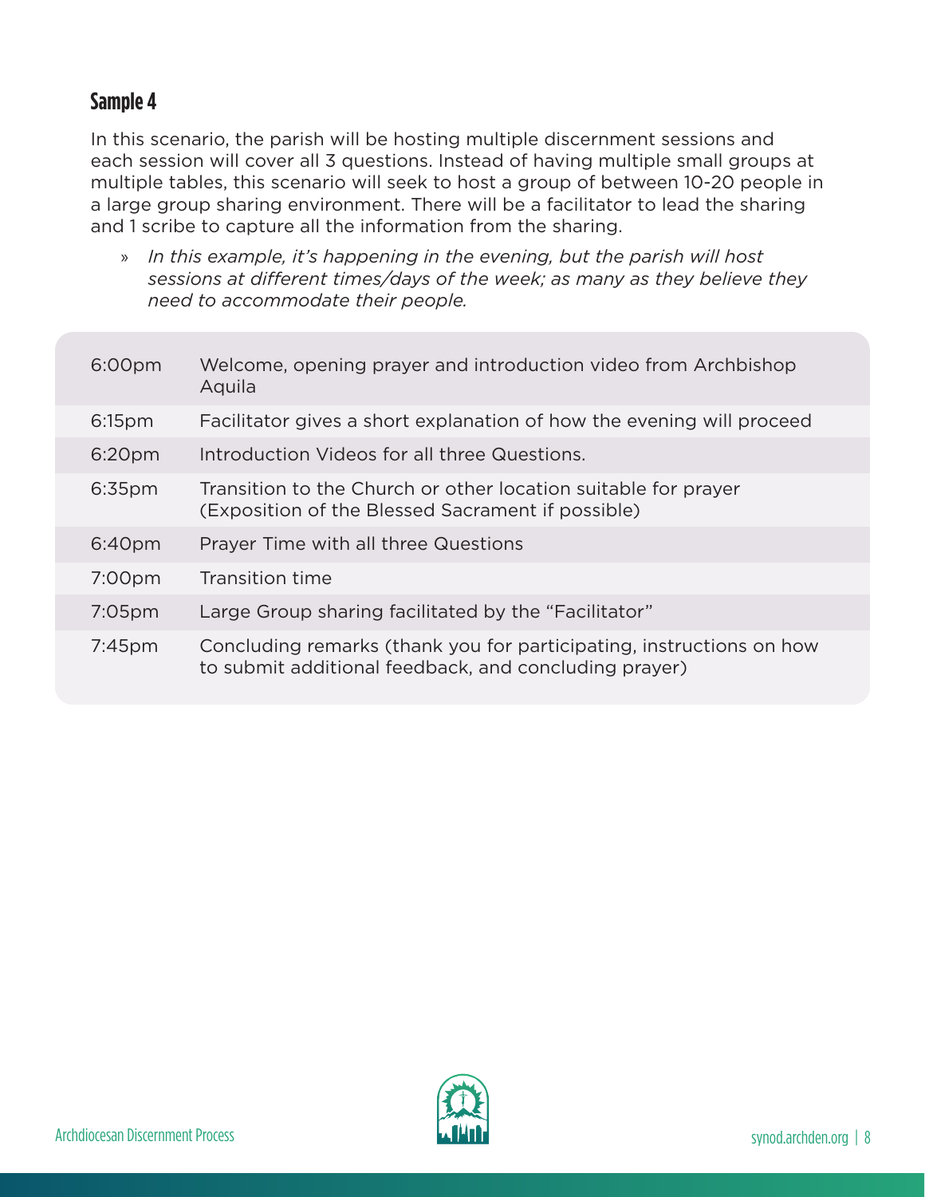## Sample 4

In this scenario, the parish will be hosting multiple discernment sessions and each session will cover all 3 questions. Instead of having multiple small groups at multiple tables, this scenario will seek to host a group of between 10-20 people in a large group sharing environment. There will be a facilitator to lead the sharing and 1 scribe to capture all the information from the sharing.

- *In this example, it's happening in the evening, but the parish will host sessions at different times/days of the week; as many as they believe they need to accommodate their people.*

| | |
|---|---|
| 6:00pm | Welcome, opening prayer and introduction video from Archbishop Aquila |
| 6:15pm | Facilitator gives a short explanation of how the evening will proceed |
| 6:20pm | Introduction Videos for all three Questions. |
| 6:35pm | Transition to the Church or other location suitable for prayer (Exposition of the Blessed Sacrament if possible) |
| 6:40pm | Prayer Time with all three Questions |
| 7:00pm | Transition time |
| 7:05pm | Large Group sharing facilitated by the "Facilitator" |
| 7:45pm | Concluding remarks (thank you for participating, instructions on how to submit additional feedback, and concluding prayer) |